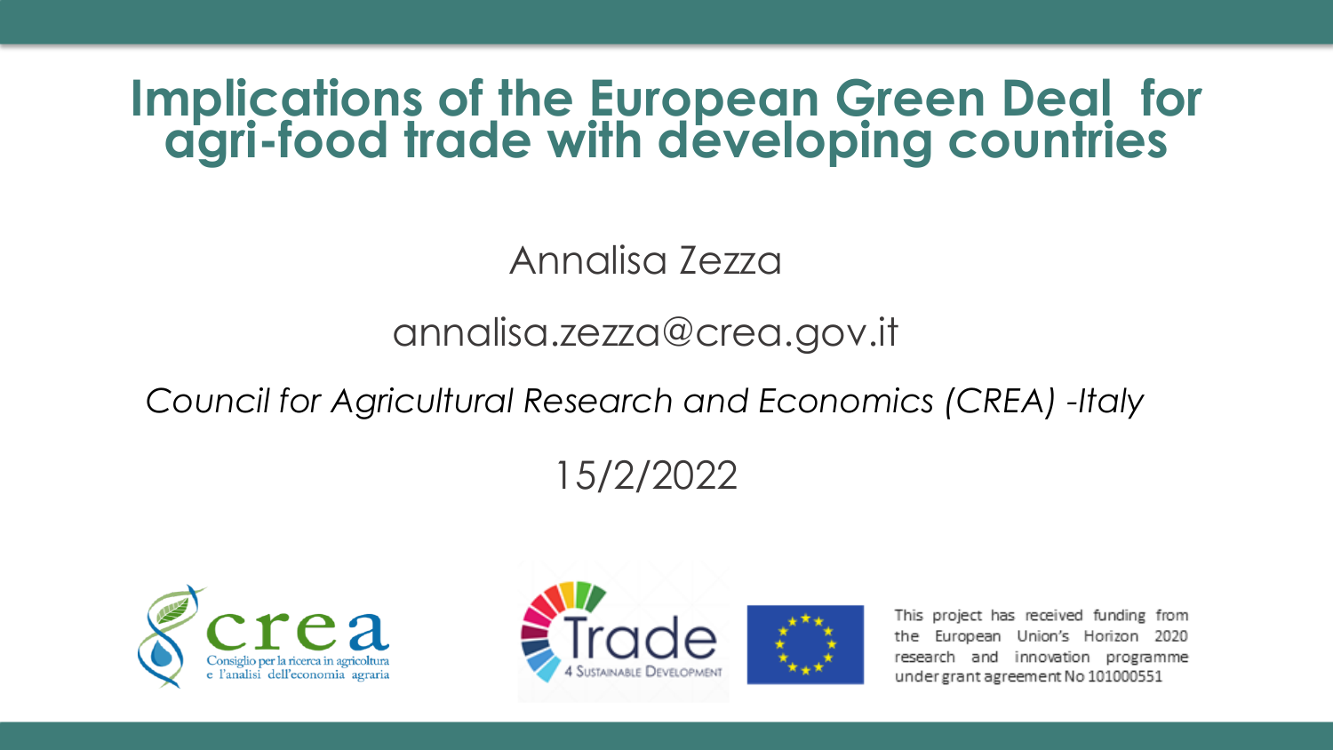# Implications of the European Green Deal for agri-food trade with developing countries

Annalisa Zezza

annalisa.zezza@crea.gov.it

*Council for Agricultural Research and Economics (CREA) -Italy*

15/2/2022

crea

Consiglio per la ricerca in agricoltura e l'analisi dell'economia agraria

Trade 4 Sustainable Development

This project has received funding from the European Union's Horizon 2020 research and innovation programme under grant agreement No 101000551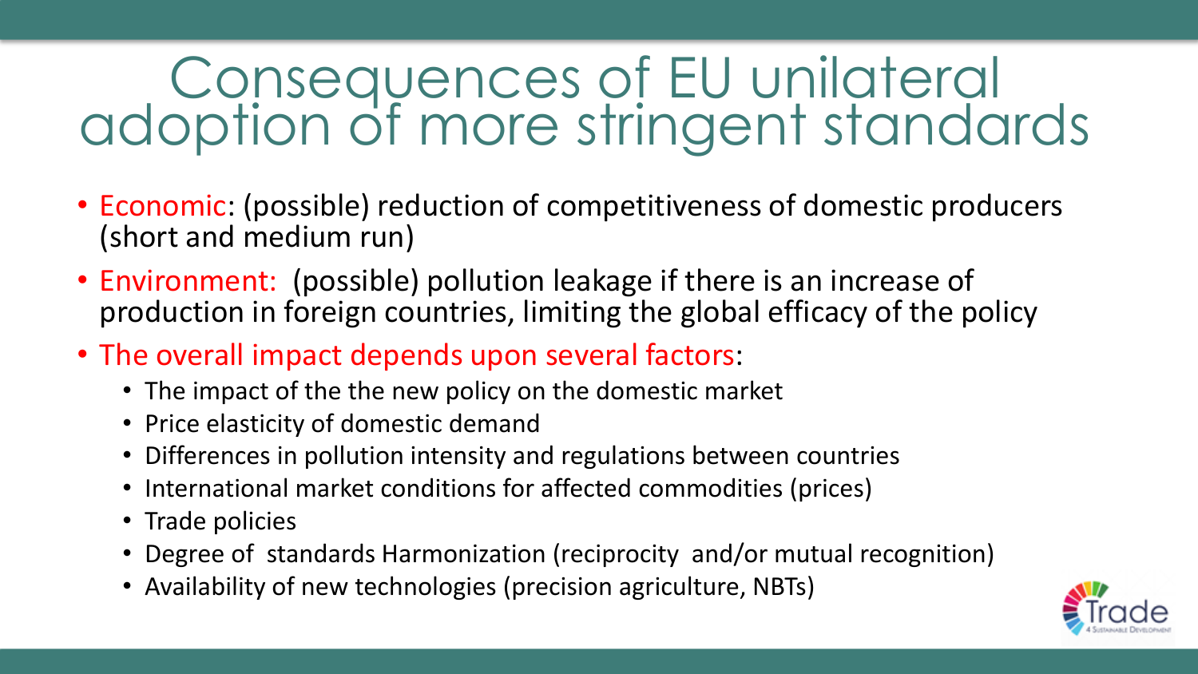# Consequences of EU unilateral adoption of more stringent standards

- Economic: (possible) reduction of competitiveness of domestic producers (short and medium run)
- Environment: (possible) pollution leakage if there is an increase of production in foreign countries, limiting the global efficacy of the policy
- The overall impact depends upon several factors:
  - The impact of the the new policy on the domestic market
  - Price elasticity of domestic demand
  - Differences in pollution intensity and regulations between countries
  - International market conditions for affected commodities (prices)
  - Trade policies
  - Degree of standards Harmonization (reciprocity and/or mutual recognition)
  - Availability of new technologies (precision agriculture, NBTs)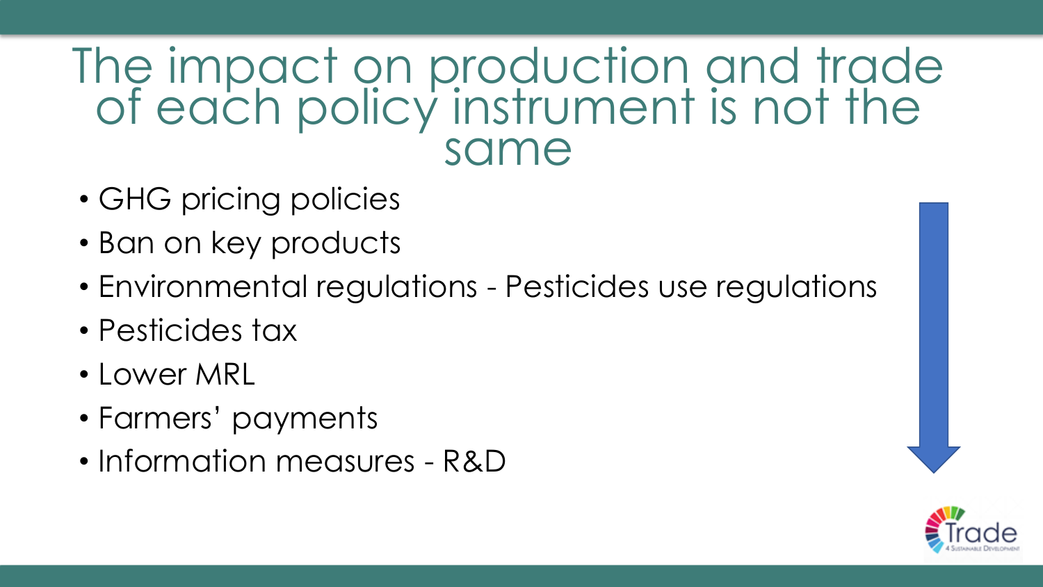# The impact on production and trade of each policy instrument is not the same

- GHG pricing policies
- Ban on key products
- Environmental regulations - Pesticides use regulations
- Pesticides tax
- Lower MRL
- Farmers' payments
- Information measures - R&D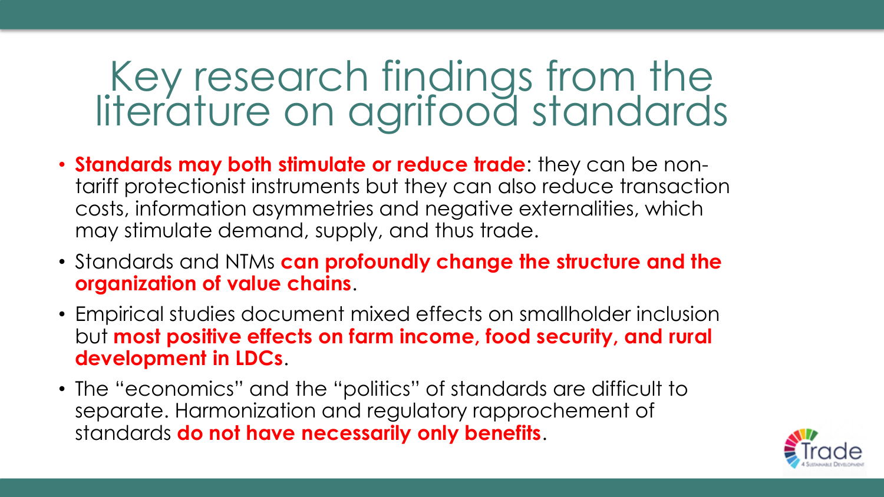# Key research findings from the literature on agrifood standards

- **Standards may both stimulate or reduce trade**: they can be non-tariff protectionist instruments but they can also reduce transaction costs, information asymmetries and negative externalities, which may stimulate demand, supply, and thus trade.
- Standards and NTMs **can profoundly change the structure and the organization of value chains**.
- Empirical studies document mixed effects on smallholder inclusion but **most positive effects on farm income, food security, and rural development in LDCs**.
- The "economics" and the "politics" of standards are difficult to separate. Harmonization and regulatory rapprochement of standards **do not have necessarily only benefits**.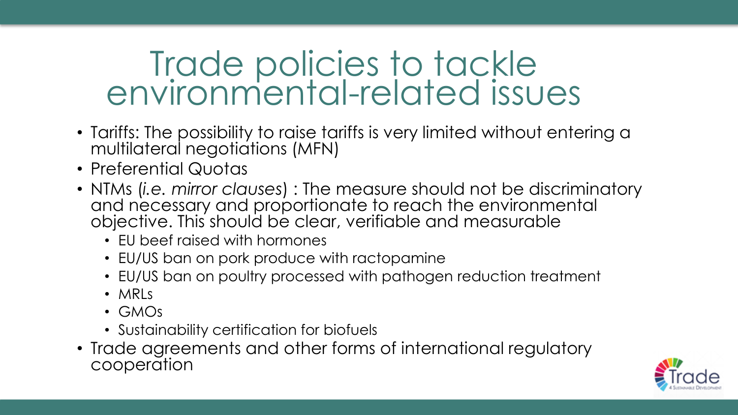# Trade policies to tackle environmental-related issues

- Tariffs: The possibility to raise tariffs is very limited without entering a multilateral negotiations (MFN)
- Preferential Quotas
- NTMs (*i.e. mirror clauses*) : The measure should not be discriminatory and necessary and proportionate to reach the environmental objective. This should be clear, verifiable and measurable
  - EU beef raised with hormones
  - EU/US ban on pork produce with ractopamine
  - EU/US ban on poultry processed with pathogen reduction treatment
  - MRLs
  - GMOs
  - Sustainability certification for biofuels
- Trade agreements and other forms of international regulatory cooperation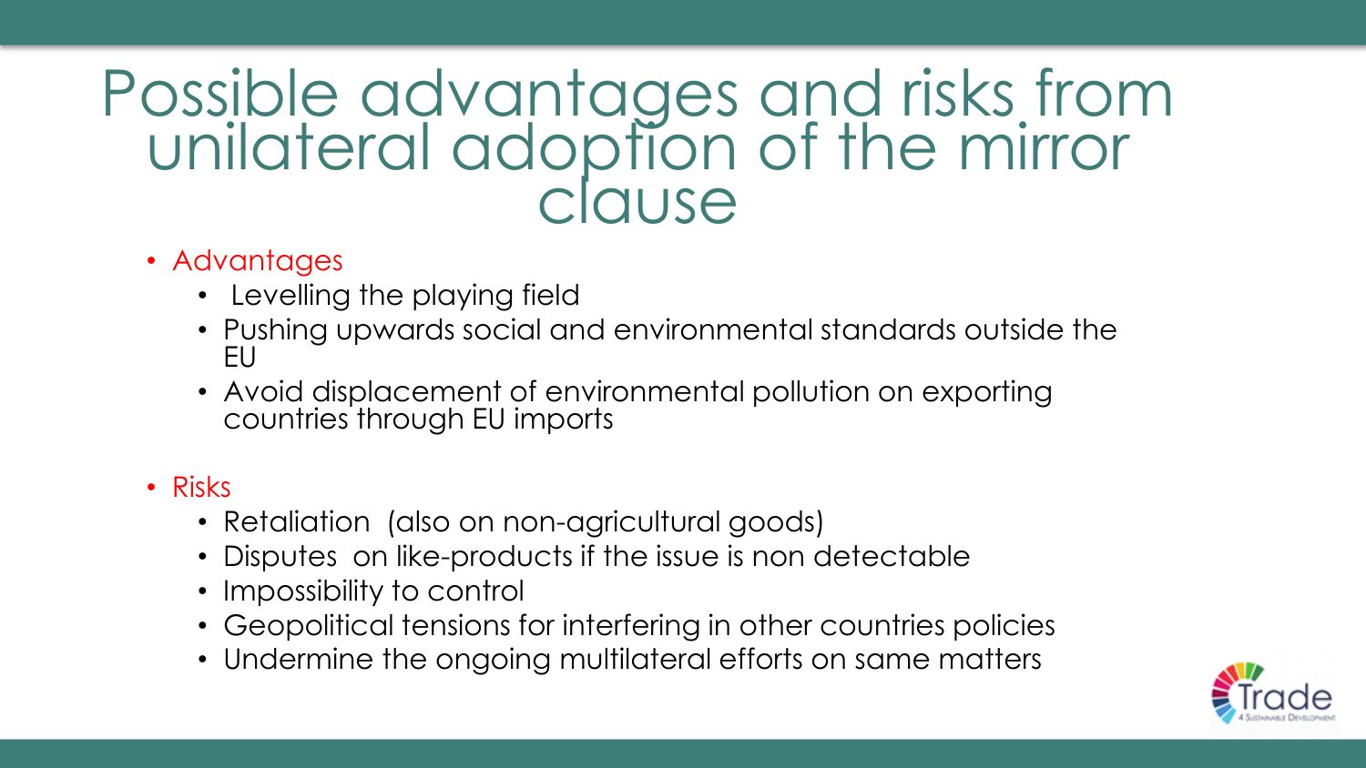# Possible advantages and risks from unilateral adoption of the mirror clause

- Advantages
  - Levelling the playing field
  - Pushing upwards social and environmental standards outside the EU
  - Avoid displacement of environmental pollution on exporting countries through EU imports

- Risks
  - Retaliation (also on non-agricultural goods)
  - Disputes on like-products if the issue is non detectable
  - Impossibility to control
  - Geopolitical tensions for interfering in other countries policies
  - Undermine the ongoing multilateral efforts on same matters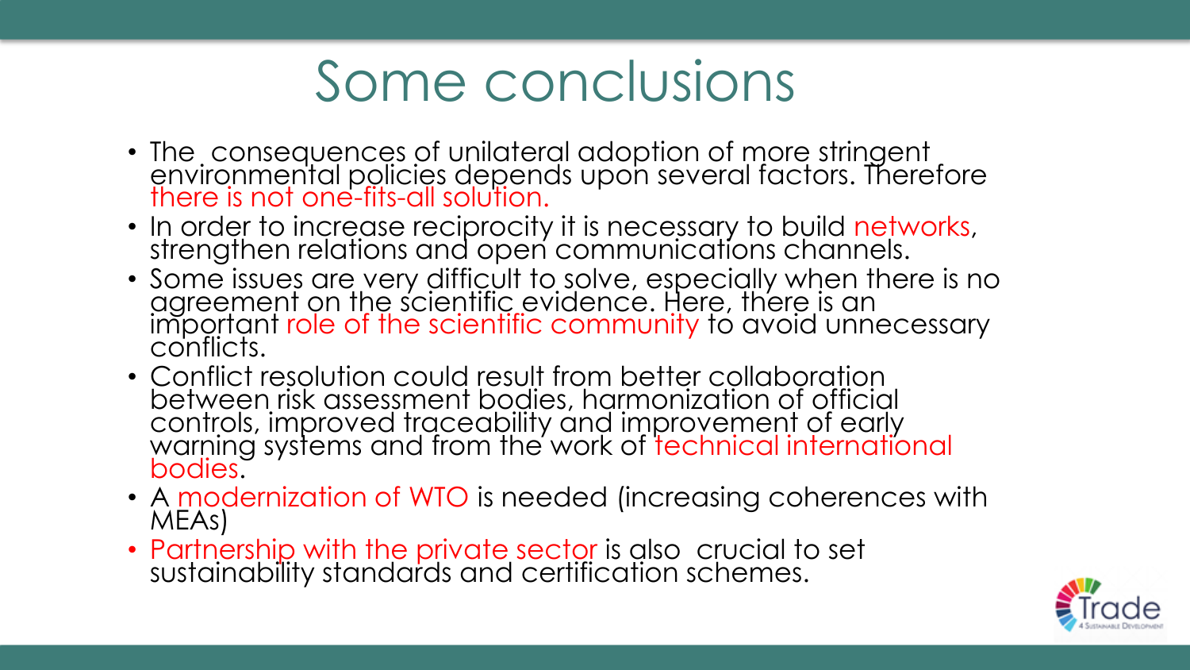# Some conclusions

- The consequences of unilateral adoption of more stringent environmental policies depends upon several factors. Therefore there is not one-fits-all solution.
- In order to increase reciprocity it is necessary to build networks, strengthen relations and open communications channels.
- Some issues are very difficult to solve, especially when there is no agreement on the scientific evidence. Here, there is an important role of the scientific community to avoid unnecessary conflicts.
- Conflict resolution could result from better collaboration between risk assessment bodies, harmonization of official controls, improved traceability and improvement of early warning systems and from the work of technical international bodies.
- A modernization of WTO is needed (increasing coherences with MEAs)
- Partnership with the private sector is also crucial to set sustainability standards and certification schemes.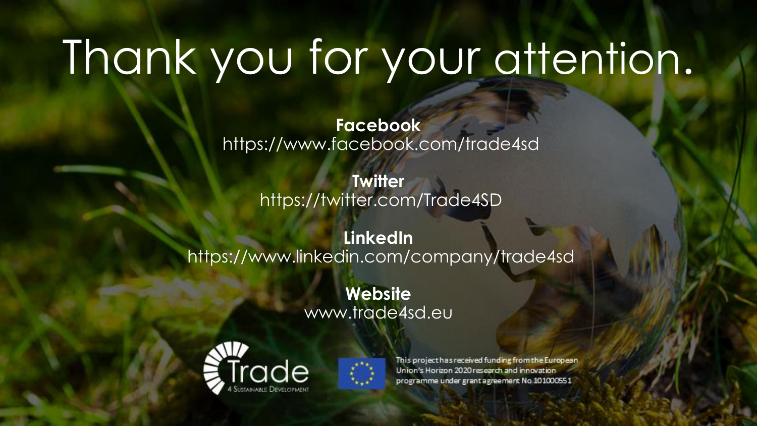# Thank you for your attention.

**Facebook**
https://www.facebook.com/trade4sd

**Twitter**
https://twitter.com/Trade4SD

**LinkedIn**
https://www.linkedin.com/company/trade4sd

**Website**
www.trade4sd.eu

Trade 4 Sustainable Development

This project has received funding from the European Union's Horizon 2020 research and innovation programme under grant agreement No 101000551